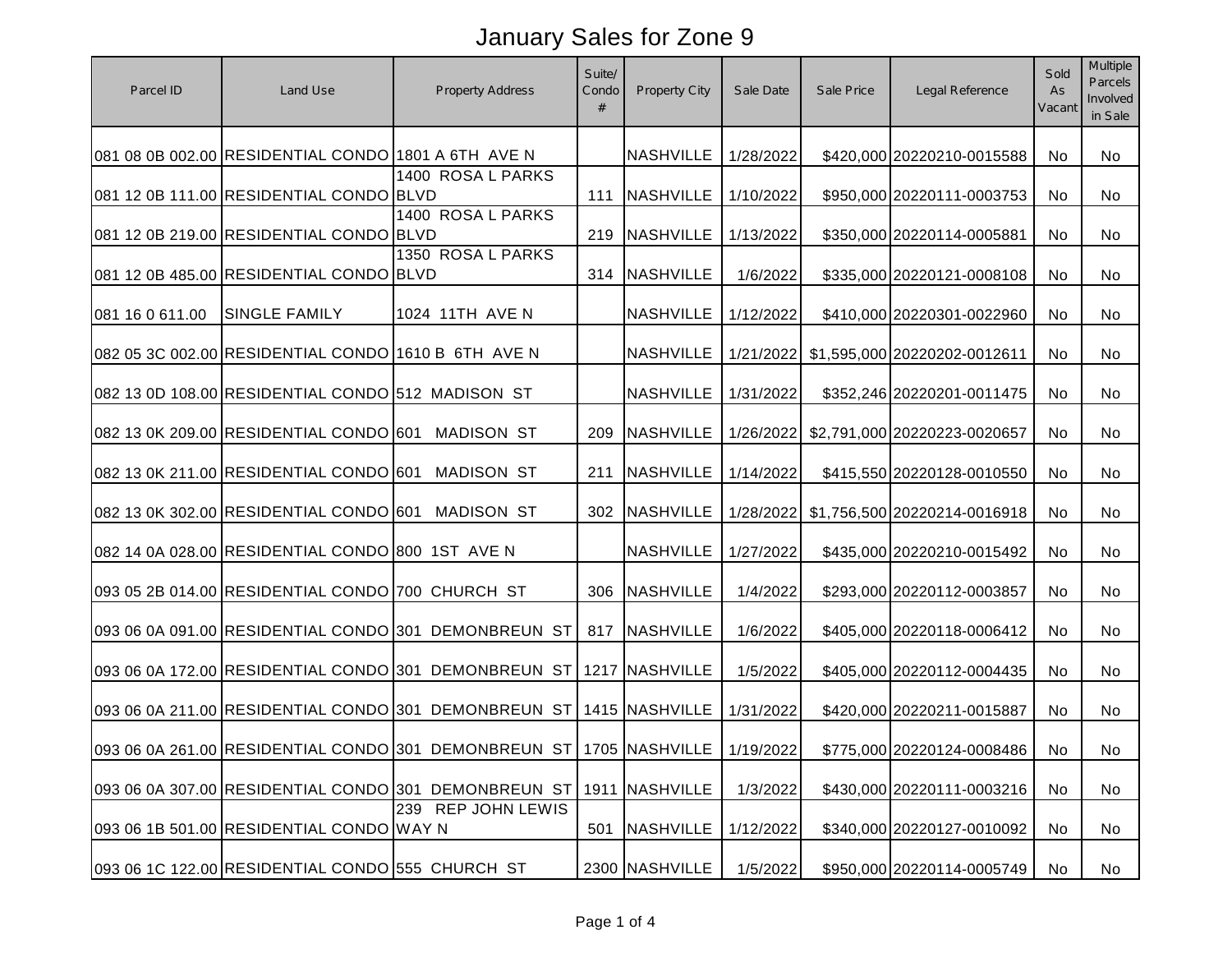# January Sales for Zone 9

| Parcel ID | Land Use | Property Address | Suite/ Condo # | Property City | Sale Date | Sale Price | Legal Reference | Sold As Vacant | Multiple Parcels Involved in Sale |
|---|---|---|---|---|---|---|---|---|---|
| 081 08 0B 002.00 | RESIDENTIAL CONDO | 1801 A 6TH AVE N | | NASHVILLE | 1/28/2022 | $420,000 | 20220210-0015588 | No | No |
| 081 12 0B 111.00 | RESIDENTIAL CONDO | 1400 ROSA L PARKS BLVD | 111 | NASHVILLE | 1/10/2022 | $950,000 | 20220111-0003753 | No | No |
| 081 12 0B 219.00 | RESIDENTIAL CONDO | 1400 ROSA L PARKS BLVD | 219 | NASHVILLE | 1/13/2022 | $350,000 | 20220114-0005881 | No | No |
| 081 12 0B 485.00 | RESIDENTIAL CONDO | 1350 ROSA L PARKS BLVD | 314 | NASHVILLE | 1/6/2022 | $335,000 | 20220121-0008108 | No | No |
| 081 16 0 611.00 | SINGLE FAMILY | 1024 11TH AVE N | | NASHVILLE | 1/12/2022 | $410,000 | 20220301-0022960 | No | No |
| 082 05 3C 002.00 | RESIDENTIAL CONDO | 1610 B 6TH AVE N | | NASHVILLE | 1/21/2022 | $1,595,000 | 20220202-0012611 | No | No |
| 082 13 0D 108.00 | RESIDENTIAL CONDO | 512 MADISON ST | | NASHVILLE | 1/31/2022 | $352,246 | 20220201-0011475 | No | No |
| 082 13 0K 209.00 | RESIDENTIAL CONDO | 601 MADISON ST | 209 | NASHVILLE | 1/26/2022 | $2,791,000 | 20220223-0020657 | No | No |
| 082 13 0K 211.00 | RESIDENTIAL CONDO | 601 MADISON ST | 211 | NASHVILLE | 1/14/2022 | $415,550 | 20220128-0010550 | No | No |
| 082 13 0K 302.00 | RESIDENTIAL CONDO | 601 MADISON ST | 302 | NASHVILLE | 1/28/2022 | $1,756,500 | 20220214-0016918 | No | No |
| 082 14 0A 028.00 | RESIDENTIAL CONDO | 800 1ST AVE N | | NASHVILLE | 1/27/2022 | $435,000 | 20220210-0015492 | No | No |
| 093 05 2B 014.00 | RESIDENTIAL CONDO | 700 CHURCH ST | 306 | NASHVILLE | 1/4/2022 | $293,000 | 20220112-0003857 | No | No |
| 093 06 0A 091.00 | RESIDENTIAL CONDO | 301 DEMONBREUN ST | 817 | NASHVILLE | 1/6/2022 | $405,000 | 20220118-0006412 | No | No |
| 093 06 0A 172.00 | RESIDENTIAL CONDO | 301 DEMONBREUN ST | 1217 | NASHVILLE | 1/5/2022 | $405,000 | 20220112-0004435 | No | No |
| 093 06 0A 211.00 | RESIDENTIAL CONDO | 301 DEMONBREUN ST | 1415 | NASHVILLE | 1/31/2022 | $420,000 | 20220211-0015887 | No | No |
| 093 06 0A 261.00 | RESIDENTIAL CONDO | 301 DEMONBREUN ST | 1705 | NASHVILLE | 1/19/2022 | $775,000 | 20220124-0008486 | No | No |
| 093 06 0A 307.00 | RESIDENTIAL CONDO | 301 DEMONBREUN ST | 1911 | NASHVILLE | 1/3/2022 | $430,000 | 20220111-0003216 | No | No |
| 093 06 1B 501.00 | RESIDENTIAL CONDO | 239 REP JOHN LEWIS WAY N | 501 | NASHVILLE | 1/12/2022 | $340,000 | 20220127-0010092 | No | No |
| 093 06 1C 122.00 | RESIDENTIAL CONDO | 555 CHURCH ST | 2300 | NASHVILLE | 1/5/2022 | $950,000 | 20220114-0005749 | No | No |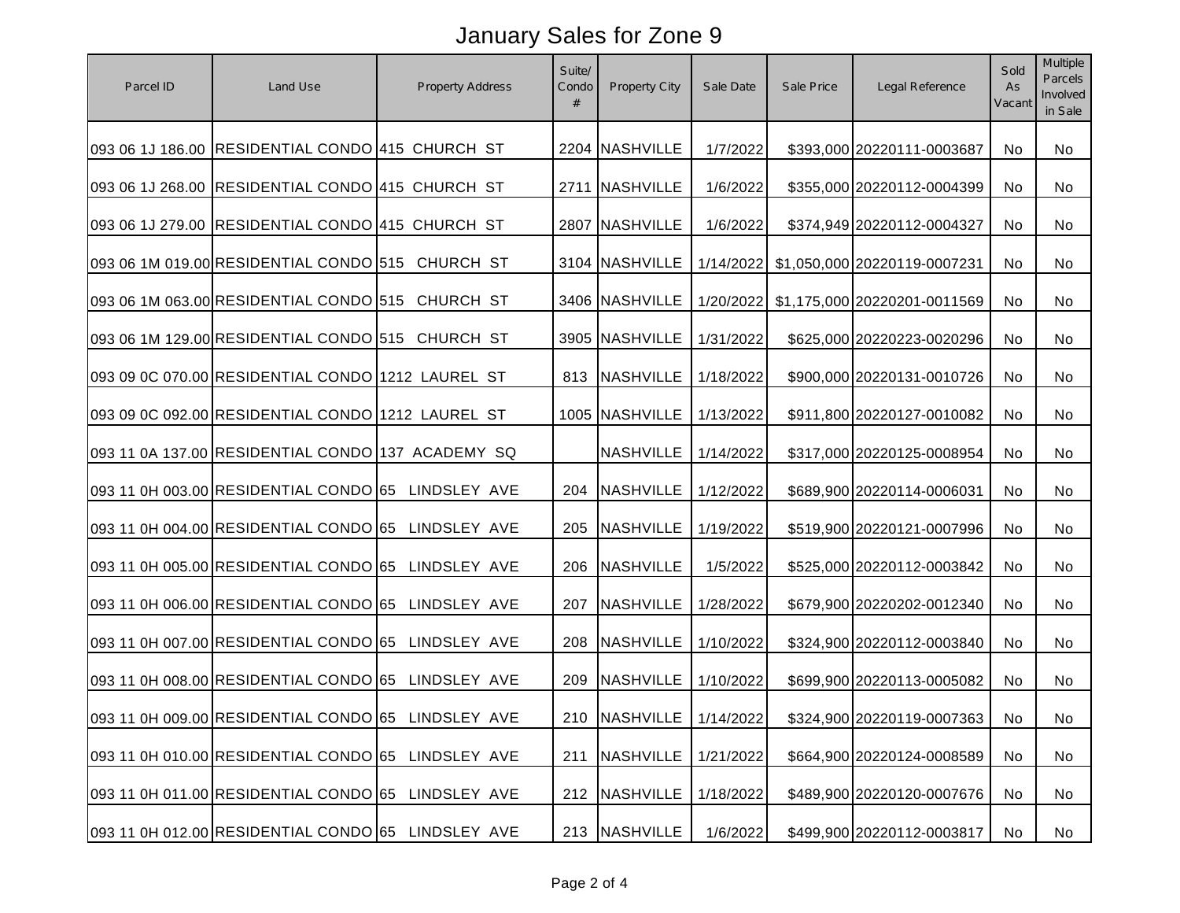# January Sales for Zone 9

| Parcel ID | Land Use | Property Address | Suite/ Condo # | Property City | Sale Date | Sale Price | Legal Reference | Sold As Vacant | Multiple Parcels Involved in Sale |
|---|---|---|---|---|---|---|---|---|---|
| 093 06 1J 186.00 | RESIDENTIAL CONDO | 415 CHURCH ST | 2204 | NASHVILLE | 1/7/2022 | $393,000 | 20220111-0003687 | No | No |
| 093 06 1J 268.00 | RESIDENTIAL CONDO | 415 CHURCH ST | 2711 | NASHVILLE | 1/6/2022 | $355,000 | 20220112-0004399 | No | No |
| 093 06 1J 279.00 | RESIDENTIAL CONDO | 415 CHURCH ST | 2807 | NASHVILLE | 1/6/2022 | $374,949 | 20220112-0004327 | No | No |
| 093 06 1M 019.00 | RESIDENTIAL CONDO | 515 CHURCH ST | 3104 | NASHVILLE | 1/14/2022 | $1,050,000 | 20220119-0007231 | No | No |
| 093 06 1M 063.00 | RESIDENTIAL CONDO | 515 CHURCH ST | 3406 | NASHVILLE | 1/20/2022 | $1,175,000 | 20220201-0011569 | No | No |
| 093 06 1M 129.00 | RESIDENTIAL CONDO | 515 CHURCH ST | 3905 | NASHVILLE | 1/31/2022 | $625,000 | 20220223-0020296 | No | No |
| 093 09 0C 070.00 | RESIDENTIAL CONDO | 1212 LAUREL ST | 813 | NASHVILLE | 1/18/2022 | $900,000 | 20220131-0010726 | No | No |
| 093 09 0C 092.00 | RESIDENTIAL CONDO | 1212 LAUREL ST | 1005 | NASHVILLE | 1/13/2022 | $911,800 | 20220127-0010082 | No | No |
| 093 11 0A 137.00 | RESIDENTIAL CONDO | 137 ACADEMY SQ | | NASHVILLE | 1/14/2022 | $317,000 | 20220125-0008954 | No | No |
| 093 11 0H 003.00 | RESIDENTIAL CONDO | 65 LINDSLEY AVE | 204 | NASHVILLE | 1/12/2022 | $689,900 | 20220114-0006031 | No | No |
| 093 11 0H 004.00 | RESIDENTIAL CONDO | 65 LINDSLEY AVE | 205 | NASHVILLE | 1/19/2022 | $519,900 | 20220121-0007996 | No | No |
| 093 11 0H 005.00 | RESIDENTIAL CONDO | 65 LINDSLEY AVE | 206 | NASHVILLE | 1/5/2022 | $525,000 | 20220112-0003842 | No | No |
| 093 11 0H 006.00 | RESIDENTIAL CONDO | 65 LINDSLEY AVE | 207 | NASHVILLE | 1/28/2022 | $679,900 | 20220202-0012340 | No | No |
| 093 11 0H 007.00 | RESIDENTIAL CONDO | 65 LINDSLEY AVE | 208 | NASHVILLE | 1/10/2022 | $324,900 | 20220112-0003840 | No | No |
| 093 11 0H 008.00 | RESIDENTIAL CONDO | 65 LINDSLEY AVE | 209 | NASHVILLE | 1/10/2022 | $699,900 | 20220113-0005082 | No | No |
| 093 11 0H 009.00 | RESIDENTIAL CONDO | 65 LINDSLEY AVE | 210 | NASHVILLE | 1/14/2022 | $324,900 | 20220119-0007363 | No | No |
| 093 11 0H 010.00 | RESIDENTIAL CONDO | 65 LINDSLEY AVE | 211 | NASHVILLE | 1/21/2022 | $664,900 | 20220124-0008589 | No | No |
| 093 11 0H 011.00 | RESIDENTIAL CONDO | 65 LINDSLEY AVE | 212 | NASHVILLE | 1/18/2022 | $489,900 | 20220120-0007676 | No | No |
| 093 11 0H 012.00 | RESIDENTIAL CONDO | 65 LINDSLEY AVE | 213 | NASHVILLE | 1/6/2022 | $499,900 | 20220112-0003817 | No | No |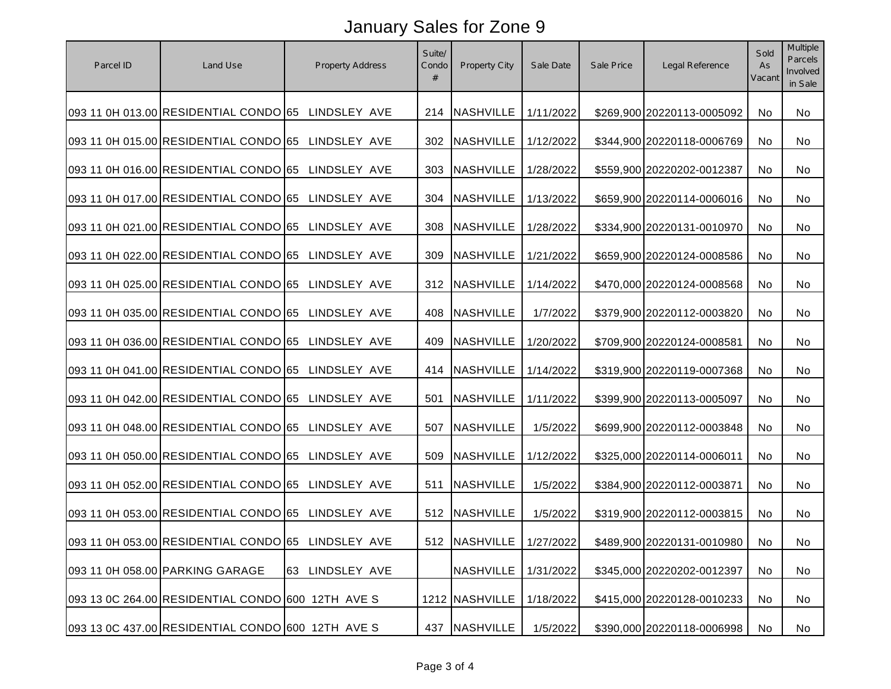# January Sales for Zone 9

| Parcel ID | Land Use | Property Address | Suite/ Condo # | Property City | Sale Date | Sale Price | Legal Reference | Sold As Vacant | Multiple Parcels Involved in Sale |
|---|---|---|---|---|---|---|---|---|---|
| 093 11 0H 013.00 | RESIDENTIAL CONDO | 65 LINDSLEY AVE | 214 | NASHVILLE | 1/11/2022 | $269,900 | 20220113-0005092 | No | No |
| 093 11 0H 015.00 | RESIDENTIAL CONDO | 65 LINDSLEY AVE | 302 | NASHVILLE | 1/12/2022 | $344,900 | 20220118-0006769 | No | No |
| 093 11 0H 016.00 | RESIDENTIAL CONDO | 65 LINDSLEY AVE | 303 | NASHVILLE | 1/28/2022 | $559,900 | 20220202-0012387 | No | No |
| 093 11 0H 017.00 | RESIDENTIAL CONDO | 65 LINDSLEY AVE | 304 | NASHVILLE | 1/13/2022 | $659,900 | 20220114-0006016 | No | No |
| 093 11 0H 021.00 | RESIDENTIAL CONDO | 65 LINDSLEY AVE | 308 | NASHVILLE | 1/28/2022 | $334,900 | 20220131-0010970 | No | No |
| 093 11 0H 022.00 | RESIDENTIAL CONDO | 65 LINDSLEY AVE | 309 | NASHVILLE | 1/21/2022 | $659,900 | 20220124-0008586 | No | No |
| 093 11 0H 025.00 | RESIDENTIAL CONDO | 65 LINDSLEY AVE | 312 | NASHVILLE | 1/14/2022 | $470,000 | 20220124-0008568 | No | No |
| 093 11 0H 035.00 | RESIDENTIAL CONDO | 65 LINDSLEY AVE | 408 | NASHVILLE | 1/7/2022 | $379,900 | 20220112-0003820 | No | No |
| 093 11 0H 036.00 | RESIDENTIAL CONDO | 65 LINDSLEY AVE | 409 | NASHVILLE | 1/20/2022 | $709,900 | 20220124-0008581 | No | No |
| 093 11 0H 041.00 | RESIDENTIAL CONDO | 65 LINDSLEY AVE | 414 | NASHVILLE | 1/14/2022 | $319,900 | 20220119-0007368 | No | No |
| 093 11 0H 042.00 | RESIDENTIAL CONDO | 65 LINDSLEY AVE | 501 | NASHVILLE | 1/11/2022 | $399,900 | 20220113-0005097 | No | No |
| 093 11 0H 048.00 | RESIDENTIAL CONDO | 65 LINDSLEY AVE | 507 | NASHVILLE | 1/5/2022 | $699,900 | 20220112-0003848 | No | No |
| 093 11 0H 050.00 | RESIDENTIAL CONDO | 65 LINDSLEY AVE | 509 | NASHVILLE | 1/12/2022 | $325,000 | 20220114-0006011 | No | No |
| 093 11 0H 052.00 | RESIDENTIAL CONDO | 65 LINDSLEY AVE | 511 | NASHVILLE | 1/5/2022 | $384,900 | 20220112-0003871 | No | No |
| 093 11 0H 053.00 | RESIDENTIAL CONDO | 65 LINDSLEY AVE | 512 | NASHVILLE | 1/5/2022 | $319,900 | 20220112-0003815 | No | No |
| 093 11 0H 053.00 | RESIDENTIAL CONDO | 65 LINDSLEY AVE | 512 | NASHVILLE | 1/27/2022 | $489,900 | 20220131-0010980 | No | No |
| 093 11 0H 058.00 | PARKING GARAGE | 63 LINDSLEY AVE | | NASHVILLE | 1/31/2022 | $345,000 | 20220202-0012397 | No | No |
| 093 13 0C 264.00 | RESIDENTIAL CONDO | 600 12TH AVE S | 1212 | NASHVILLE | 1/18/2022 | $415,000 | 20220128-0010233 | No | No |
| 093 13 0C 437.00 | RESIDENTIAL CONDO | 600 12TH AVE S | 437 | NASHVILLE | 1/5/2022 | $390,000 | 20220118-0006998 | No | No |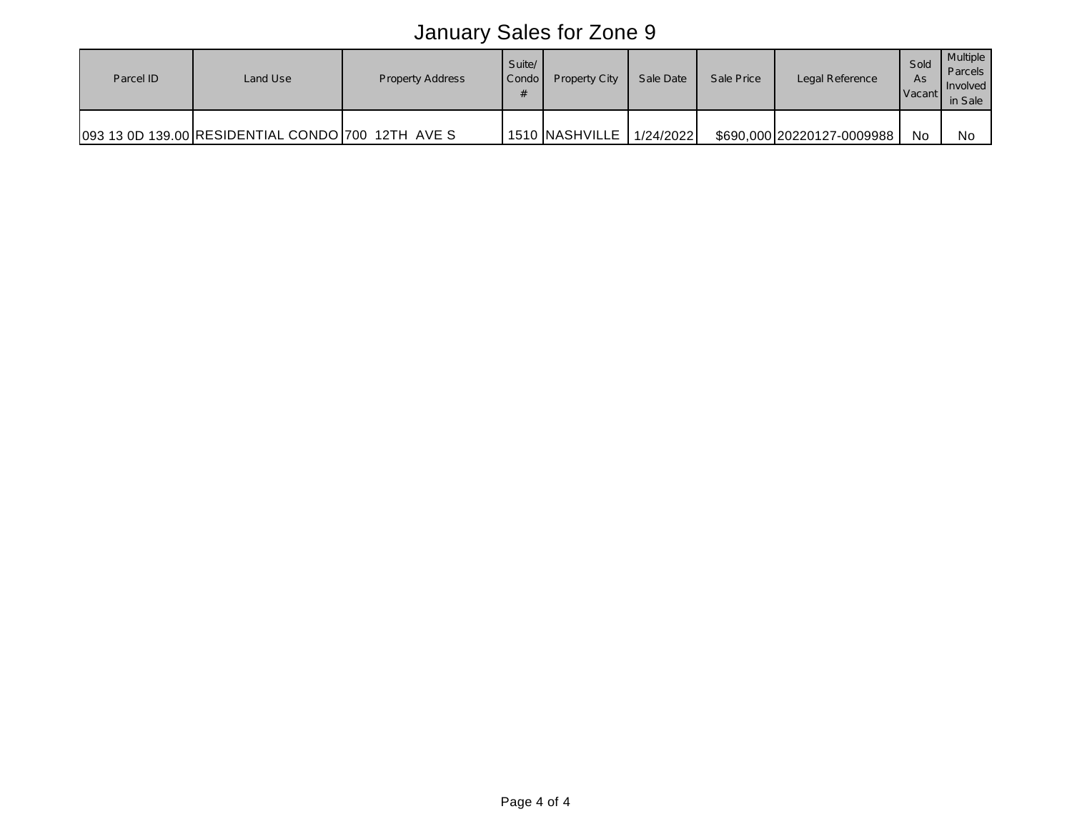# January Sales for Zone 9

| Parcel ID | Land Use | Property Address | Suite/ Condo # | Property City | Sale Date | Sale Price | Legal Reference | Sold As Vacant | Multiple Parcels Involved in Sale |
|---|---|---|---|---|---|---|---|---|---|
| 093 13 0D 139.00 | RESIDENTIAL CONDO | 700 12TH AVE S | 1510 | NASHVILLE | 1/24/2022 | $690,000 | 20220127-0009988 | No | No |